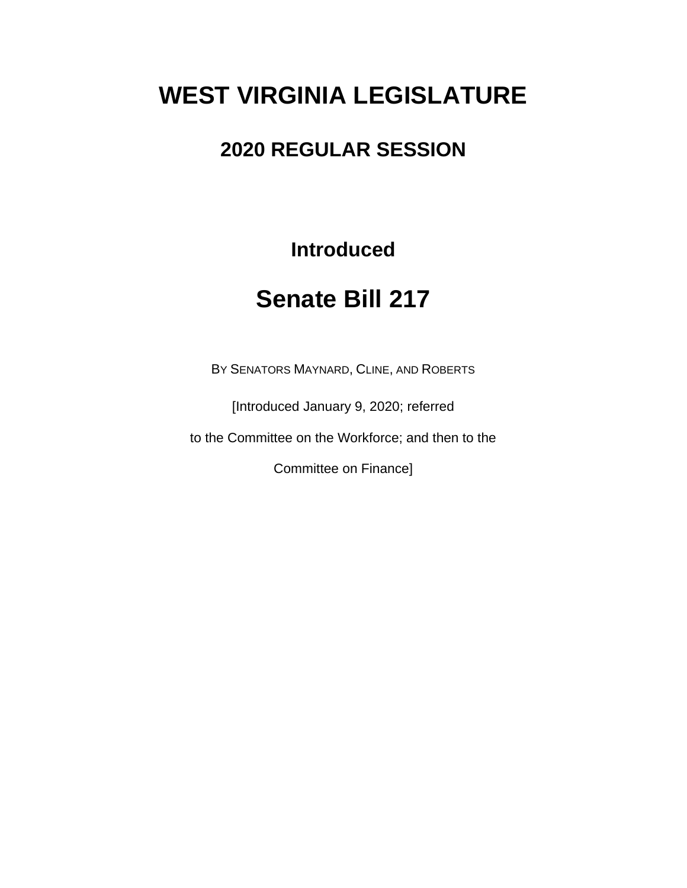# WEST VIRGINIA LEGISLATURE

## 2020 REGULAR SESSION

### Introduced

# Senate Bill 217

BY SENATORS MAYNARD, CLINE, AND ROBERTS

[Introduced January 9, 2020; referred

to the Committee on the Workforce; and then to the

Committee on Finance]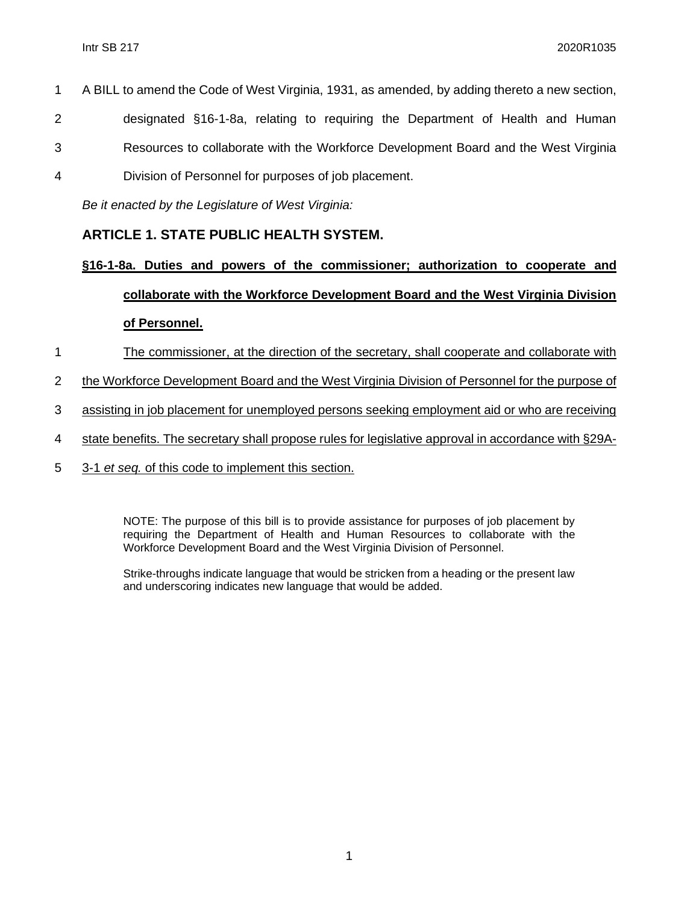A BILL to amend the Code of West Virginia, 1931, as amended, by adding thereto a new section, designated §16-1-8a, relating to requiring the Department of Health and Human Resources to collaborate with the Workforce Development Board and the West Virginia Division of Personnel for purposes of job placement.

*Be it enacted by the Legislature of West Virginia:*

## ARTICLE 1. STATE PUBLIC HEALTH SYSTEM.

### §16-1-8a. Duties and powers of the commissioner; authorization to cooperate and collaborate with the Workforce Development Board and the West Virginia Division of Personnel.

The commissioner, at the direction of the secretary, shall cooperate and collaborate with the Workforce Development Board and the West Virginia Division of Personnel for the purpose of assisting in job placement for unemployed persons seeking employment aid or who are receiving state benefits. The secretary shall propose rules for legislative approval in accordance with §29A-3-1 *et seq.* of this code to implement this section.

NOTE: The purpose of this bill is to provide assistance for purposes of job placement by requiring the Department of Health and Human Resources to collaborate with the Workforce Development Board and the West Virginia Division of Personnel.

Strike-throughs indicate language that would be stricken from a heading or the present law and underscoring indicates new language that would be added.